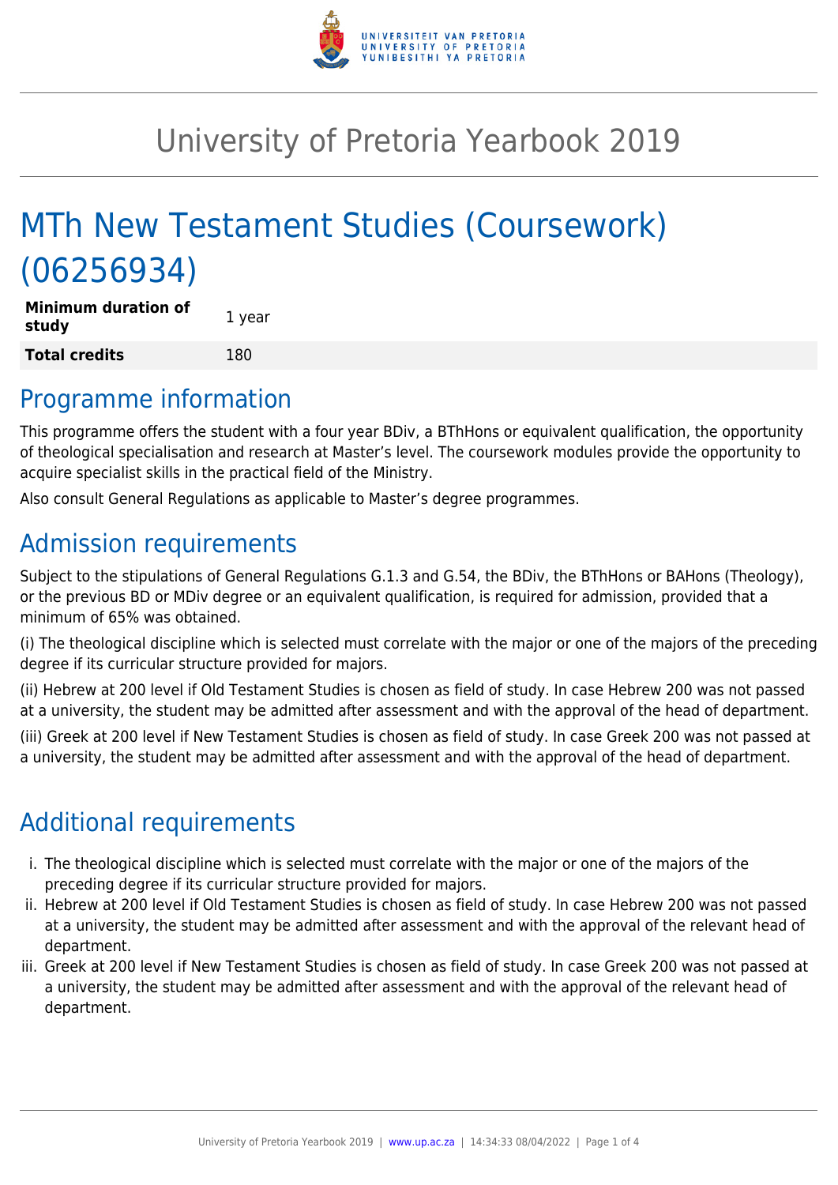# University of Pretoria Yearbook 2019

# MTh New Testament Studies (Coursework) (06256934)

| **Minimum duration of study** | 1 year |
|---|---|
| **Total credits** | 180 |

## Programme information

This programme offers the student with a four year BDiv, a BThHons or equivalent qualification, the opportunity of theological specialisation and research at Master's level. The coursework modules provide the opportunity to acquire specialist skills in the practical field of the Ministry.

Also consult General Regulations as applicable to Master's degree programmes.

## Admission requirements

Subject to the stipulations of General Regulations G.1.3 and G.54, the BDiv, the BThHons or BAHons (Theology), or the previous BD or MDiv degree or an equivalent qualification, is required for admission, provided that a minimum of 65% was obtained.

(i) The theological discipline which is selected must correlate with the major or one of the majors of the preceding degree if its curricular structure provided for majors.

(ii) Hebrew at 200 level if Old Testament Studies is chosen as field of study. In case Hebrew 200 was not passed at a university, the student may be admitted after assessment and with the approval of the head of department.

(iii) Greek at 200 level if New Testament Studies is chosen as field of study. In case Greek 200 was not passed at a university, the student may be admitted after assessment and with the approval of the head of department.

## Additional requirements

i. The theological discipline which is selected must correlate with the major or one of the majors of the preceding degree if its curricular structure provided for majors.
ii. Hebrew at 200 level if Old Testament Studies is chosen as field of study. In case Hebrew 200 was not passed at a university, the student may be admitted after assessment and with the approval of the relevant head of department.
iii. Greek at 200 level if New Testament Studies is chosen as field of study. In case Greek 200 was not passed at a university, the student may be admitted after assessment and with the approval of the relevant head of department.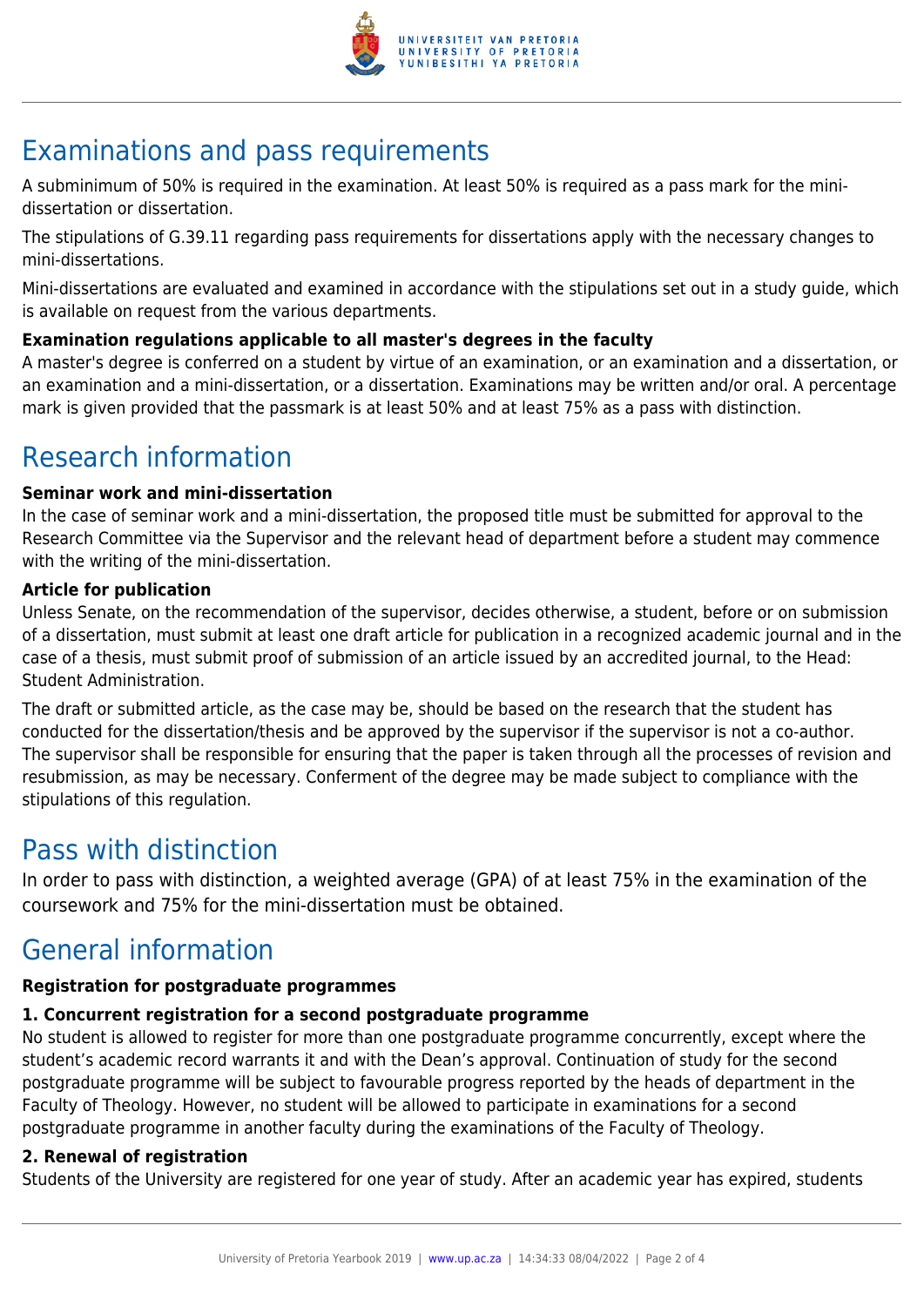# Examinations and pass requirements

A subminimum of 50% is required in the examination. At least 50% is required as a pass mark for the mini-dissertation or dissertation.

The stipulations of G.39.11 regarding pass requirements for dissertations apply with the necessary changes to mini-dissertations.

Mini-dissertations are evaluated and examined in accordance with the stipulations set out in a study guide, which is available on request from the various departments.

**Examination regulations applicable to all master's degrees in the faculty**

A master's degree is conferred on a student by virtue of an examination, or an examination and a dissertation, or an examination and a mini-dissertation, or a dissertation. Examinations may be written and/or oral. A percentage mark is given provided that the passmark is at least 50% and at least 75% as a pass with distinction.

# Research information

**Seminar work and mini-dissertation**

In the case of seminar work and a mini-dissertation, the proposed title must be submitted for approval to the Research Committee via the Supervisor and the relevant head of department before a student may commence with the writing of the mini-dissertation.

**Article for publication**

Unless Senate, on the recommendation of the supervisor, decides otherwise, a student, before or on submission of a dissertation, must submit at least one draft article for publication in a recognized academic journal and in the case of a thesis, must submit proof of submission of an article issued by an accredited journal, to the Head: Student Administration.

The draft or submitted article, as the case may be, should be based on the research that the student has conducted for the dissertation/thesis and be approved by the supervisor if the supervisor is not a co-author. The supervisor shall be responsible for ensuring that the paper is taken through all the processes of revision and resubmission, as may be necessary. Conferment of the degree may be made subject to compliance with the stipulations of this regulation.

# Pass with distinction

In order to pass with distinction, a weighted average (GPA) of at least 75% in the examination of the coursework and 75% for the mini-dissertation must be obtained.

# General information

**Registration for postgraduate programmes**

**1. Concurrent registration for a second postgraduate programme**

No student is allowed to register for more than one postgraduate programme concurrently, except where the student's academic record warrants it and with the Dean's approval. Continuation of study for the second postgraduate programme will be subject to favourable progress reported by the heads of department in the Faculty of Theology. However, no student will be allowed to participate in examinations for a second postgraduate programme in another faculty during the examinations of the Faculty of Theology.

**2. Renewal of registration**

Students of the University are registered for one year of study. After an academic year has expired, students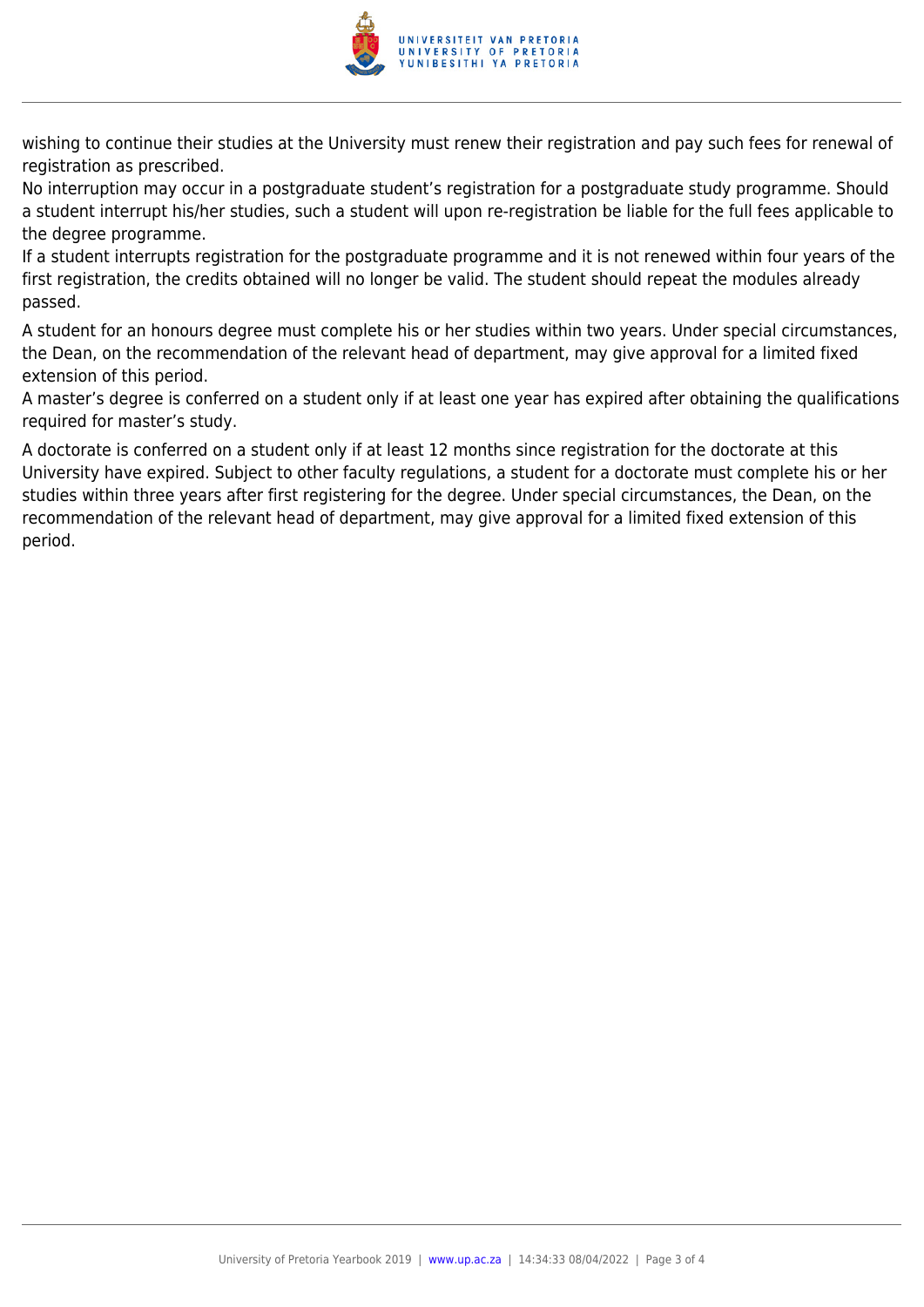wishing to continue their studies at the University must renew their registration and pay such fees for renewal of registration as prescribed.

No interruption may occur in a postgraduate student's registration for a postgraduate study programme. Should a student interrupt his/her studies, such a student will upon re-registration be liable for the full fees applicable to the degree programme.

If a student interrupts registration for the postgraduate programme and it is not renewed within four years of the first registration, the credits obtained will no longer be valid. The student should repeat the modules already passed.

A student for an honours degree must complete his or her studies within two years. Under special circumstances, the Dean, on the recommendation of the relevant head of department, may give approval for a limited fixed extension of this period.

A master's degree is conferred on a student only if at least one year has expired after obtaining the qualifications required for master's study.

A doctorate is conferred on a student only if at least 12 months since registration for the doctorate at this University have expired. Subject to other faculty regulations, a student for a doctorate must complete his or her studies within three years after first registering for the degree. Under special circumstances, the Dean, on the recommendation of the relevant head of department, may give approval for a limited fixed extension of this period.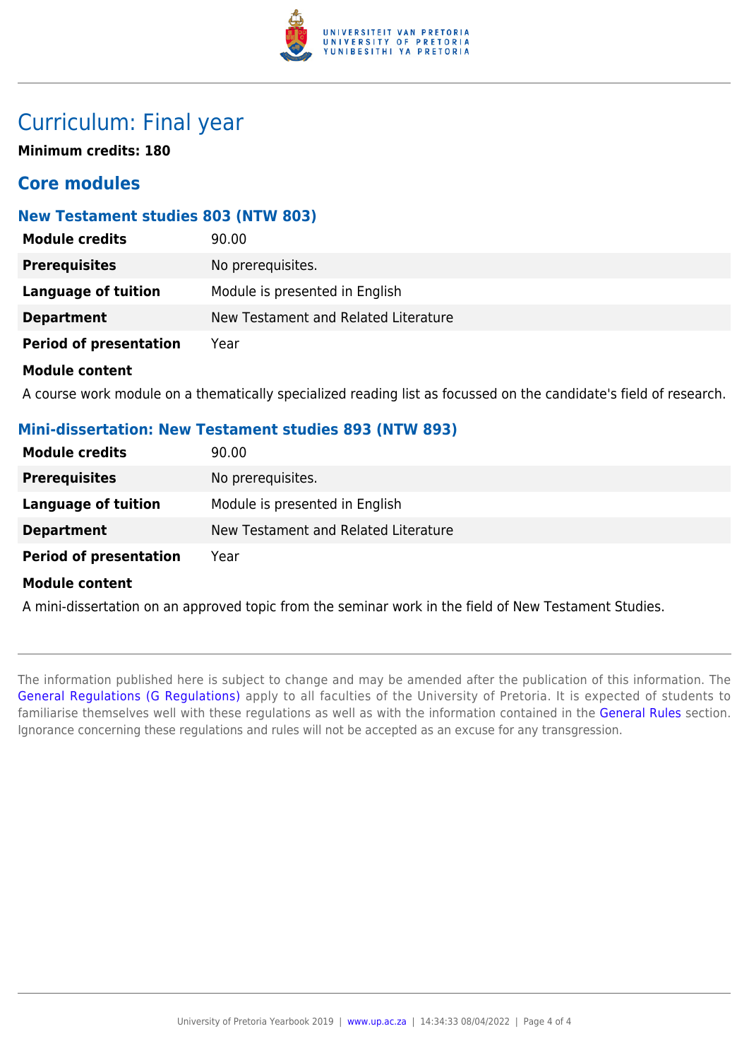# Curriculum: Final year

**Minimum credits: 180**

## Core modules

### New Testament studies 803 (NTW 803)

| | |
|---|---|
| **Module credits** | 90.00 |
| **Prerequisites** | No prerequisites. |
| **Language of tuition** | Module is presented in English |
| **Department** | New Testament and Related Literature |
| **Period of presentation** | Year |

**Module content**

A course work module on a thematically specialized reading list as focussed on the candidate's field of research.

### Mini-dissertation: New Testament studies 893 (NTW 893)

| | |
|---|---|
| **Module credits** | 90.00 |
| **Prerequisites** | No prerequisites. |
| **Language of tuition** | Module is presented in English |
| **Department** | New Testament and Related Literature |
| **Period of presentation** | Year |

**Module content**

A mini-dissertation on an approved topic from the seminar work in the field of New Testament Studies.

The information published here is subject to change and may be amended after the publication of this information. The General Regulations (G Regulations) apply to all faculties of the University of Pretoria. It is expected of students to familiarise themselves well with these regulations as well as with the information contained in the General Rules section. Ignorance concerning these regulations and rules will not be accepted as an excuse for any transgression.